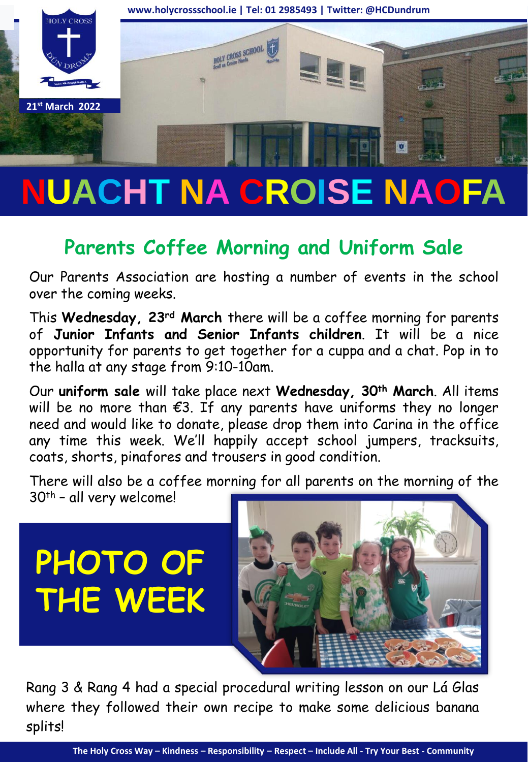www.holycrossschool.ie | Tel: 01 2985493 | Twitter: @HCDundrum

21st March 2022

# NUACHT NA CROISE NAOFA

## Parents Coffee Morning and Uniform Sale

Our Parents Association are hosting a number of events in the school over the coming weeks.

This **Wednesday, 23rd March** there will be a coffee morning for parents of **Junior Infants and Senior Infants children**. It will be a nice opportunity for parents to get together for a cuppa and a chat. Pop in to the halla at any stage from 9:10-10am.

Our **uniform sale** will take place next **Wednesday, 30th March**. All items will be no more than €3. If any parents have uniforms they no longer need and would like to donate, please drop them into Carina in the office any time this week. We'll happily accept school jumpers, tracksuits, coats, shorts, pinafores and trousers in good condition.

There will also be a coffee morning for all parents on the morning of the 30th – all very welcome!

## PHOTO OF THE WEEK

Rang 3 & Rang 4 had a special procedural writing lesson on our Lá Glas where they followed their own recipe to make some delicious banana splits!

The Holy Cross Way – Kindness – Responsibility – Respect – Include All - Try Your Best - Community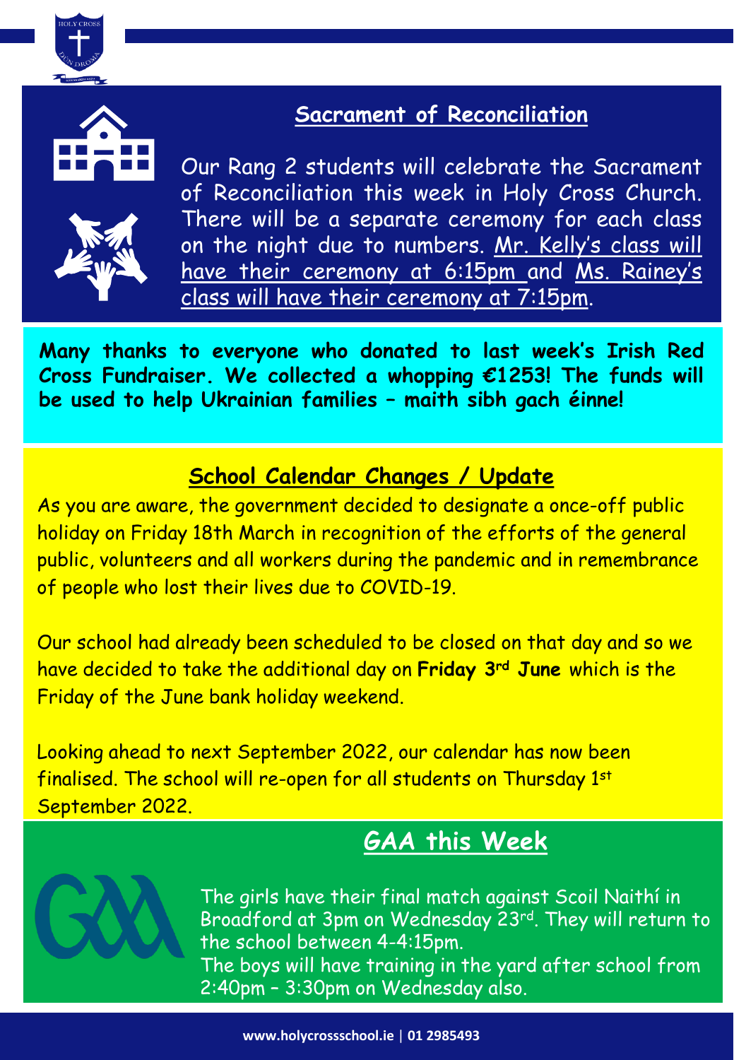## Sacrament of Reconciliation

Our Rang 2 students will celebrate the Sacrament of Reconciliation this week in Holy Cross Church. There will be a separate ceremony for each class on the night due to numbers. Mr. Kelly's class will have their ceremony at 6:15pm and Ms. Rainey's class will have their ceremony at 7:15pm.

**Many thanks to everyone who donated to last week's Irish Red Cross Fundraiser. We collected a whopping €1253! The funds will be used to help Ukrainian families – maith sibh gach éinne!**

## School Calendar Changes / Update

As you are aware, the government decided to designate a once-off public holiday on Friday 18th March in recognition of the efforts of the general public, volunteers and all workers during the pandemic and in remembrance of people who lost their lives due to COVID-19.

Our school had already been scheduled to be closed on that day and so we have decided to take the additional day on **Friday 3rd June** which is the Friday of the June bank holiday weekend.

Looking ahead to next September 2022, our calendar has now been finalised. The school will re-open for all students on Thursday 1st September 2022.

## GAA this Week

The girls have their final match against Scoil Naithí in Broadford at 3pm on Wednesday 23rd. They will return to the school between 4-4:15pm.
The boys will have training in the yard after school from 2:40pm – 3:30pm on Wednesday also.

www.holycrossschool.ie | 01 2985493